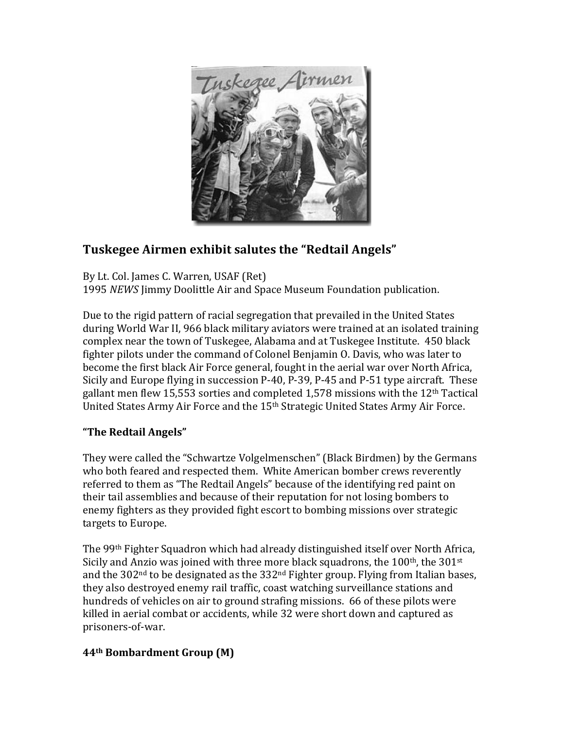## Tuskegee Airmen exhibit salutes the "Redtail Angels"

By Lt. Col. James C. Warren, USAF (Ret)
1995 *NEWS* Jimmy Doolittle Air and Space Museum Foundation publication.

Due to the rigid pattern of racial segregation that prevailed in the United States during World War II, 966 black military aviators were trained at an isolated training complex near the town of Tuskegee, Alabama and at Tuskegee Institute. 450 black fighter pilots under the command of Colonel Benjamin O. Davis, who was later to become the first black Air Force general, fought in the aerial war over North Africa, Sicily and Europe flying in succession P-40, P-39, P-45 and P-51 type aircraft. These gallant men flew 15,553 sorties and completed 1,578 missions with the 12th Tactical United States Army Air Force and the 15th Strategic United States Army Air Force.

### "The Redtail Angels"

They were called the "Schwartze Volgelmenschen" (Black Birdmen) by the Germans who both feared and respected them. White American bomber crews reverently referred to them as "The Redtail Angels" because of the identifying red paint on their tail assemblies and because of their reputation for not losing bombers to enemy fighters as they provided fight escort to bombing missions over strategic targets to Europe.

The 99th Fighter Squadron which had already distinguished itself over North Africa, Sicily and Anzio was joined with three more black squadrons, the 100th, the 301st and the 302nd to be designated as the 332nd Fighter group. Flying from Italian bases, they also destroyed enemy rail traffic, coast watching surveillance stations and hundreds of vehicles on air to ground strafing missions. 66 of these pilots were killed in aerial combat or accidents, while 32 were short down and captured as prisoners-of-war.

### 44th Bombardment Group (M)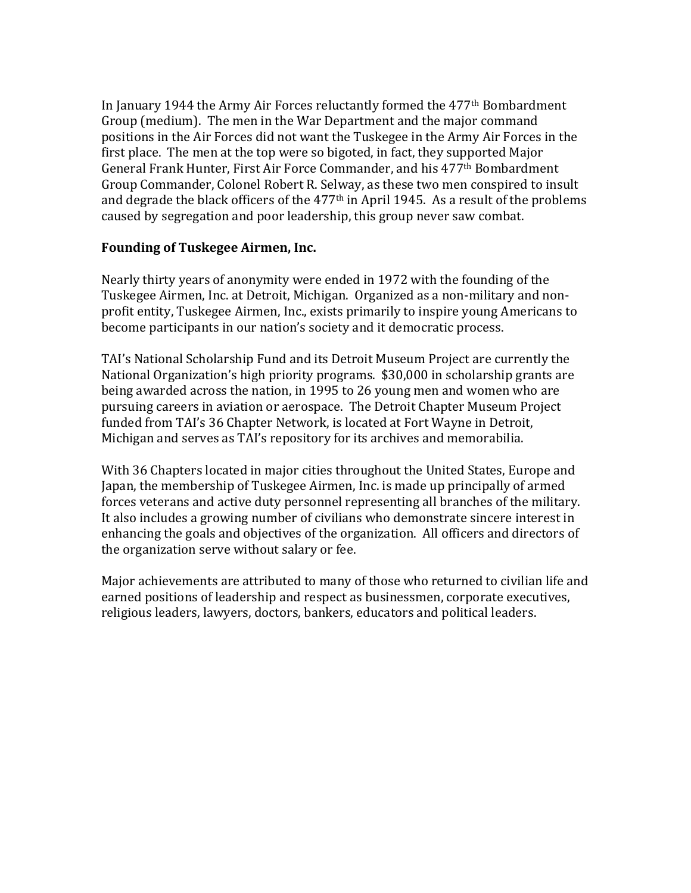In January 1944 the Army Air Forces reluctantly formed the 477th Bombardment Group (medium). The men in the War Department and the major command positions in the Air Forces did not want the Tuskegee in the Army Air Forces in the first place. The men at the top were so bigoted, in fact, they supported Major General Frank Hunter, First Air Force Commander, and his 477th Bombardment Group Commander, Colonel Robert R. Selway, as these two men conspired to insult and degrade the black officers of the 477th in April 1945. As a result of the problems caused by segregation and poor leadership, this group never saw combat.

**Founding of Tuskegee Airmen, Inc.**

Nearly thirty years of anonymity were ended in 1972 with the founding of the Tuskegee Airmen, Inc. at Detroit, Michigan. Organized as a non-military and non-profit entity, Tuskegee Airmen, Inc., exists primarily to inspire young Americans to become participants in our nation's society and it democratic process.

TAI's National Scholarship Fund and its Detroit Museum Project are currently the National Organization's high priority programs. $30,000 in scholarship grants are being awarded across the nation, in 1995 to 26 young men and women who are pursuing careers in aviation or aerospace. The Detroit Chapter Museum Project funded from TAI's 36 Chapter Network, is located at Fort Wayne in Detroit, Michigan and serves as TAI's repository for its archives and memorabilia.

With 36 Chapters located in major cities throughout the United States, Europe and Japan, the membership of Tuskegee Airmen, Inc. is made up principally of armed forces veterans and active duty personnel representing all branches of the military. It also includes a growing number of civilians who demonstrate sincere interest in enhancing the goals and objectives of the organization. All officers and directors of the organization serve without salary or fee.

Major achievements are attributed to many of those who returned to civilian life and earned positions of leadership and respect as businessmen, corporate executives, religious leaders, lawyers, doctors, bankers, educators and political leaders.